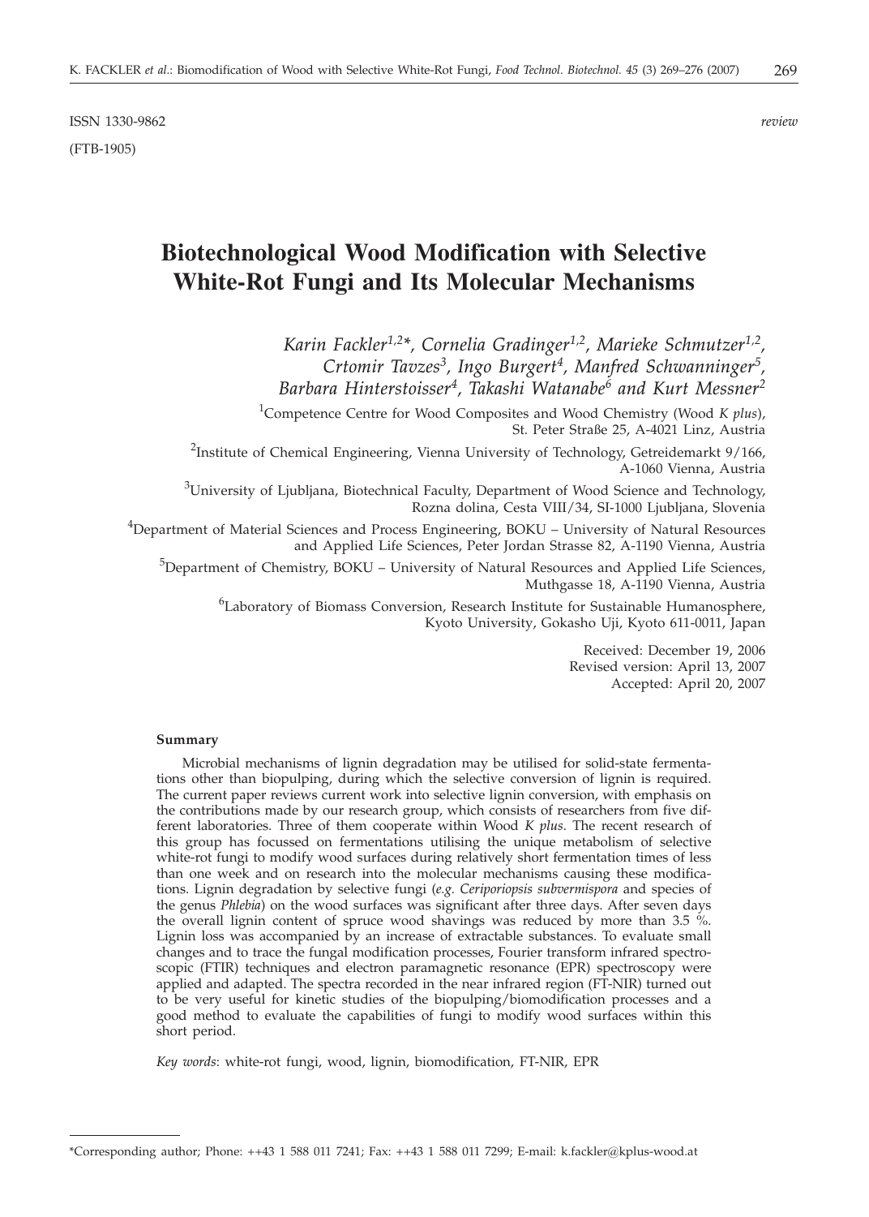ISSN 1330-9862 *review*

(FTB-1905)

# Biotechnological Wood Modification with Selective White-Rot Fungi and Its Molecular Mechanisms

*Karin Fackler[1,2]\*, Cornelia Gradinger[1,2], Marieke Schmutzer[1,2], Crtomir Tavzes[3], Ingo Burgert[4], Manfred Schwanninger[5], Barbara Hinterstoisser[4], Takashi Watanabe[6] and Kurt Messner[2]*

[1]Competence Centre for Wood Composites and Wood Chemistry (Wood *K plus*), St. Peter Straße 25, A-4021 Linz, Austria

[2]Institute of Chemical Engineering, Vienna University of Technology, Getreidemarkt 9/166, A-1060 Vienna, Austria

[3]University of Ljubljana, Biotechnical Faculty, Department of Wood Science and Technology, Rozna dolina, Cesta VIII/34, SI-1000 Ljubljana, Slovenia

[4]Department of Material Sciences and Process Engineering, BOKU – University of Natural Resources and Applied Life Sciences, Peter Jordan Strasse 82, A-1190 Vienna, Austria

[5]Department of Chemistry, BOKU – University of Natural Resources and Applied Life Sciences, Muthgasse 18, A-1190 Vienna, Austria

[6]Laboratory of Biomass Conversion, Research Institute for Sustainable Humanosphere, Kyoto University, Gokasho Uji, Kyoto 611-0011, Japan

Received: December 19, 2006
Revised version: April 13, 2007
Accepted: April 20, 2007

**Summary**

Microbial mechanisms of lignin degradation may be utilised for solid-state fermentations other than biopulping, during which the selective conversion of lignin is required. The current paper reviews current work into selective lignin conversion, with emphasis on the contributions made by our research group, which consists of researchers from five different laboratories. Three of them cooperate within Wood *K plus*. The recent research of this group has focussed on fermentations utilising the unique metabolism of selective white-rot fungi to modify wood surfaces during relatively short fermentation times of less than one week and on research into the molecular mechanisms causing these modifications. Lignin degradation by selective fungi (*e.g. Ceriporiopsis subvermispora* and species of the genus *Phlebia*) on the wood surfaces was significant after three days. After seven days the overall lignin content of spruce wood shavings was reduced by more than 3.5 %. Lignin loss was accompanied by an increase of extractable substances. To evaluate small changes and to trace the fungal modification processes, Fourier transform infrared spectroscopic (FTIR) techniques and electron paramagnetic resonance (EPR) spectroscopy were applied and adapted. The spectra recorded in the near infrared region (FT-NIR) turned out to be very useful for kinetic studies of the biopulping/biomodification processes and a good method to evaluate the capabilities of fungi to modify wood surfaces within this short period.

*Key words*: white-rot fungi, wood, lignin, biomodification, FT-NIR, EPR

---

\*Corresponding author; Phone: ++43 1 588 011 7241; Fax: ++43 1 588 011 7299; E-mail: k.fackler@kplus-wood.at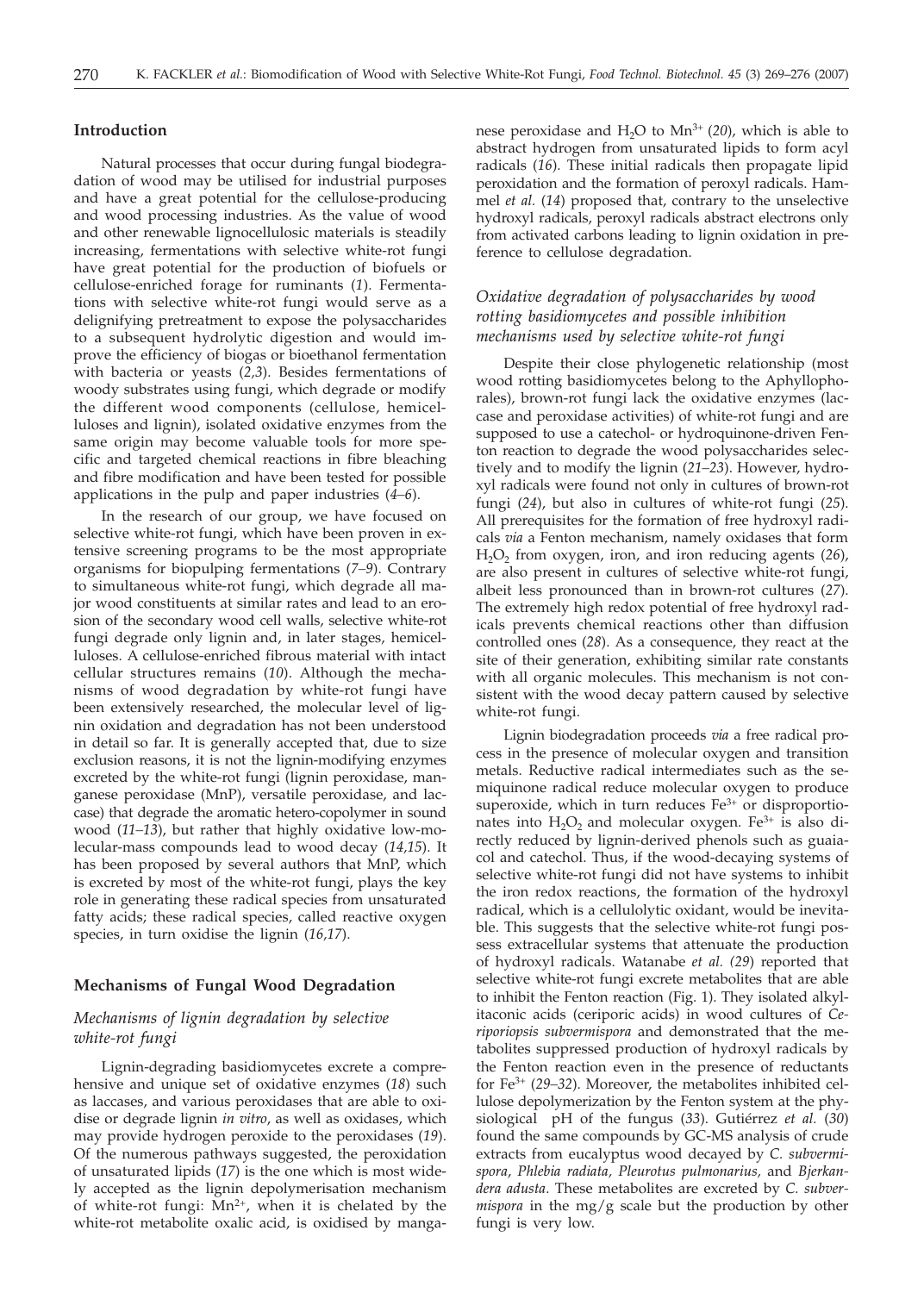## Introduction

Natural processes that occur during fungal biodegradation of wood may be utilised for industrial purposes and have a great potential for the cellulose-producing and wood processing industries. As the value of wood and other renewable lignocellulosic materials is steadily increasing, fermentations with selective white-rot fungi have great potential for the production of biofuels or cellulose-enriched forage for ruminants (*1*). Fermentations with selective white-rot fungi would serve as a delignifying pretreatment to expose the polysaccharides to a subsequent hydrolytic digestion and would improve the efficiency of biogas or bioethanol fermentation with bacteria or yeasts (*2,3*). Besides fermentations of woody substrates using fungi, which degrade or modify the different wood components (cellulose, hemicelluloses and lignin), isolated oxidative enzymes from the same origin may become valuable tools for more specific and targeted chemical reactions in fibre bleaching and fibre modification and have been tested for possible applications in the pulp and paper industries (*4–6*).

In the research of our group, we have focused on selective white-rot fungi, which have been proven in extensive screening programs to be the most appropriate organisms for biopulping fermentations (*7–9*). Contrary to simultaneous white-rot fungi, which degrade all major wood constituents at similar rates and lead to an erosion of the secondary wood cell walls, selective white-rot fungi degrade only lignin and, in later stages, hemicelluloses. A cellulose-enriched fibrous material with intact cellular structures remains (*10*). Although the mechanisms of wood degradation by white-rot fungi have been extensively researched, the molecular level of lignin oxidation and degradation has not been understood in detail so far. It is generally accepted that, due to size exclusion reasons, it is not the lignin-modifying enzymes excreted by the white-rot fungi (lignin peroxidase, manganese peroxidase (MnP), versatile peroxidase, and laccase) that degrade the aromatic hetero-copolymer in sound wood (*11–13*), but rather that highly oxidative low-molecular-mass compounds lead to wood decay (*14,15*). It has been proposed by several authors that MnP, which is excreted by most of the white-rot fungi, plays the key role in generating these radical species from unsaturated fatty acids; these radical species, called reactive oxygen species, in turn oxidise the lignin (*16,17*).

## Mechanisms of Fungal Wood Degradation

### *Mechanisms of lignin degradation by selective white-rot fungi*

Lignin-degrading basidiomycetes excrete a comprehensive and unique set of oxidative enzymes (*18*) such as laccases, and various peroxidases that are able to oxidise or degrade lignin *in vitro*, as well as oxidases, which may provide hydrogen peroxide to the peroxidases (*19*). Of the numerous pathways suggested, the peroxidation of unsaturated lipids (*17*) is the one which is most widely accepted as the lignin depolymerisation mechanism of white-rot fungi: $Mn^{2+}$, when it is chelated by the white-rot metabolite oxalic acid, is oxidised by manganese peroxidase and $H_2O$ to $Mn^{3+}$ (*20*), which is able to abstract hydrogen from unsaturated lipids to form acyl radicals (*16*). These initial radicals then propagate lipid peroxidation and the formation of peroxyl radicals. Hammel *et al.* (*14*) proposed that, contrary to the unselective hydroxyl radicals, peroxyl radicals abstract electrons only from activated carbons leading to lignin oxidation in preference to cellulose degradation.

### *Oxidative degradation of polysaccharides by wood rotting basidiomycetes and possible inhibition mechanisms used by selective white-rot fungi*

Despite their close phylogenetic relationship (most wood rotting basidiomycetes belong to the Aphyllophorales), brown-rot fungi lack the oxidative enzymes (laccase and peroxidase activities) of white-rot fungi and are supposed to use a catechol- or hydroquinone-driven Fenton reaction to degrade the wood polysaccharides selectively and to modify the lignin (*21–23*). However, hydroxyl radicals were found not only in cultures of brown-rot fungi (*24*), but also in cultures of white-rot fungi (*25*). All prerequisites for the formation of free hydroxyl radicals *via* a Fenton mechanism, namely oxidases that form $H_2O_2$ from oxygen, iron, and iron reducing agents (*26*), are also present in cultures of selective white-rot fungi, albeit less pronounced than in brown-rot cultures (*27*). The extremely high redox potential of free hydroxyl radicals prevents chemical reactions other than diffusion controlled ones (*28*). As a consequence, they react at the site of their generation, exhibiting similar rate constants with all organic molecules. This mechanism is not consistent with the wood decay pattern caused by selective white-rot fungi.

Lignin biodegradation proceeds *via* a free radical process in the presence of molecular oxygen and transition metals. Reductive radical intermediates such as the semiquinone radical reduce molecular oxygen to produce superoxide, which in turn reduces $Fe^{3+}$ or disproportionates into $H_2O_2$ and molecular oxygen. $Fe^{3+}$ is also directly reduced by lignin-derived phenols such as guaiacol and catechol. Thus, if the wood-decaying systems of selective white-rot fungi did not have systems to inhibit the iron redox reactions, the formation of the hydroxyl radical, which is a cellulolytic oxidant, would be inevitable. This suggests that the selective white-rot fungi possess extracellular systems that attenuate the production of hydroxyl radicals. Watanabe *et al.* (*29*) reported that selective white-rot fungi excrete metabolites that are able to inhibit the Fenton reaction (Fig. 1). They isolated alkylitaconic acids (ceriporic acids) in wood cultures of *Ceriporiopsis subvermispora* and demonstrated that the metabolites suppressed production of hydroxyl radicals by the Fenton reaction even in the presence of reductants for $Fe^{3+}$ (*29–32*). Moreover, the metabolites inhibited cellulose depolymerization by the Fenton system at the physiological pH of the fungus (*33*). Gutiérrez *et al.* (*30*) found the same compounds by GC-MS analysis of crude extracts from eucalyptus wood decayed by *C. subvermispora*, *Phlebia radiata, Pleurotus pulmonarius,* and *Bjerkandera adusta*. These metabolites are excreted by *C. subvermispora* in the mg/g scale but the production by other fungi is very low.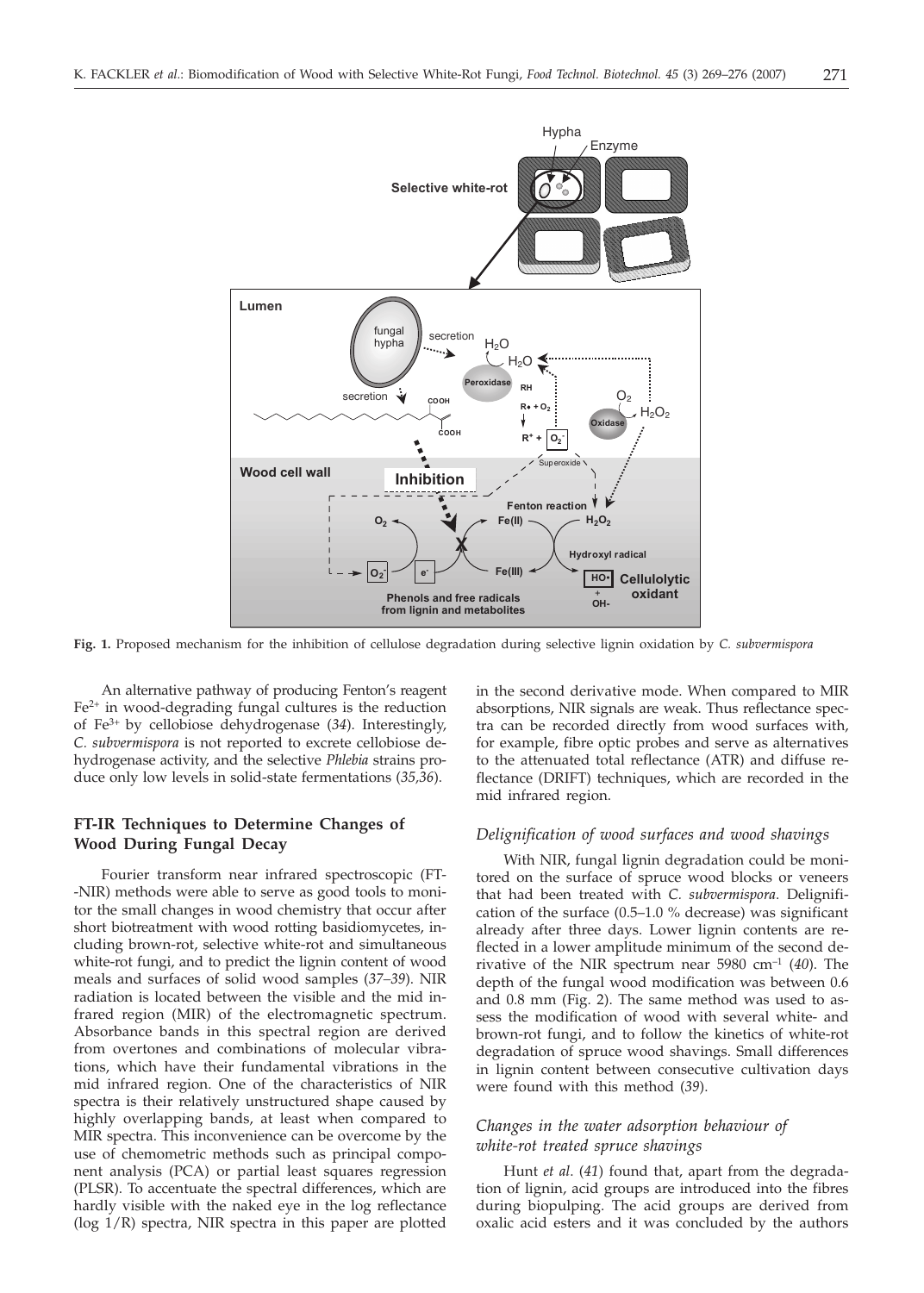**Fig. 1.** Proposed mechanism for the inhibition of cellulose degradation during selective lignin oxidation by *C. subvermispora*

An alternative pathway of producing Fenton's reagent $Fe^{2+}$ in wood-degrading fungal cultures is the reduction of $Fe^{3+}$ by cellobiose dehydrogenase (*34*). Interestingly, *C. subvermispora* is not reported to excrete cellobiose dehydrogenase activity, and the selective *Phlebia* strains produce only low levels in solid-state fermentations (*35,36*).

## FT-IR Techniques to Determine Changes of Wood During Fungal Decay

Fourier transform near infrared spectroscopic (FT-NIR) methods were able to serve as good tools to monitor the small changes in wood chemistry that occur after short biotreatment with wood rotting basidiomycetes, including brown-rot, selective white-rot and simultaneous white-rot fungi, and to predict the lignin content of wood meals and surfaces of solid wood samples (*37–39*). NIR radiation is located between the visible and the mid infrared region (MIR) of the electromagnetic spectrum. Absorbance bands in this spectral region are derived from overtones and combinations of molecular vibrations, which have their fundamental vibrations in the mid infrared region. One of the characteristics of NIR spectra is their relatively unstructured shape caused by highly overlapping bands, at least when compared to MIR spectra. This inconvenience can be overcome by the use of chemometric methods such as principal component analysis (PCA) or partial least squares regression (PLSR). To accentuate the spectral differences, which are hardly visible with the naked eye in the log reflectance (log 1/R) spectra, NIR spectra in this paper are plotted in the second derivative mode. When compared to MIR absorptions, NIR signals are weak. Thus reflectance spectra can be recorded directly from wood surfaces with, for example, fibre optic probes and serve as alternatives to the attenuated total reflectance (ATR) and diffuse reflectance (DRIFT) techniques, which are recorded in the mid infrared region.

### *Delignification of wood surfaces and wood shavings*

With NIR, fungal lignin degradation could be monitored on the surface of spruce wood blocks or veneers that had been treated with *C. subvermispora*. Delignification of the surface (0.5–1.0 % decrease) was significant already after three days. Lower lignin contents are reflected in a lower amplitude minimum of the second derivative of the NIR spectrum near 5980 $cm^{-1}$ (*40*). The depth of the fungal wood modification was between 0.6 and 0.8 mm (Fig. 2). The same method was used to assess the modification of wood with several white- and brown-rot fungi, and to follow the kinetics of white-rot degradation of spruce wood shavings. Small differences in lignin content between consecutive cultivation days were found with this method (*39*).

### *Changes in the water adsorption behaviour of white-rot treated spruce shavings*

Hunt *et al.* (*41*) found that, apart from the degradation of lignin, acid groups are introduced into the fibres during biopulping. The acid groups are derived from oxalic acid esters and it was concluded by the authors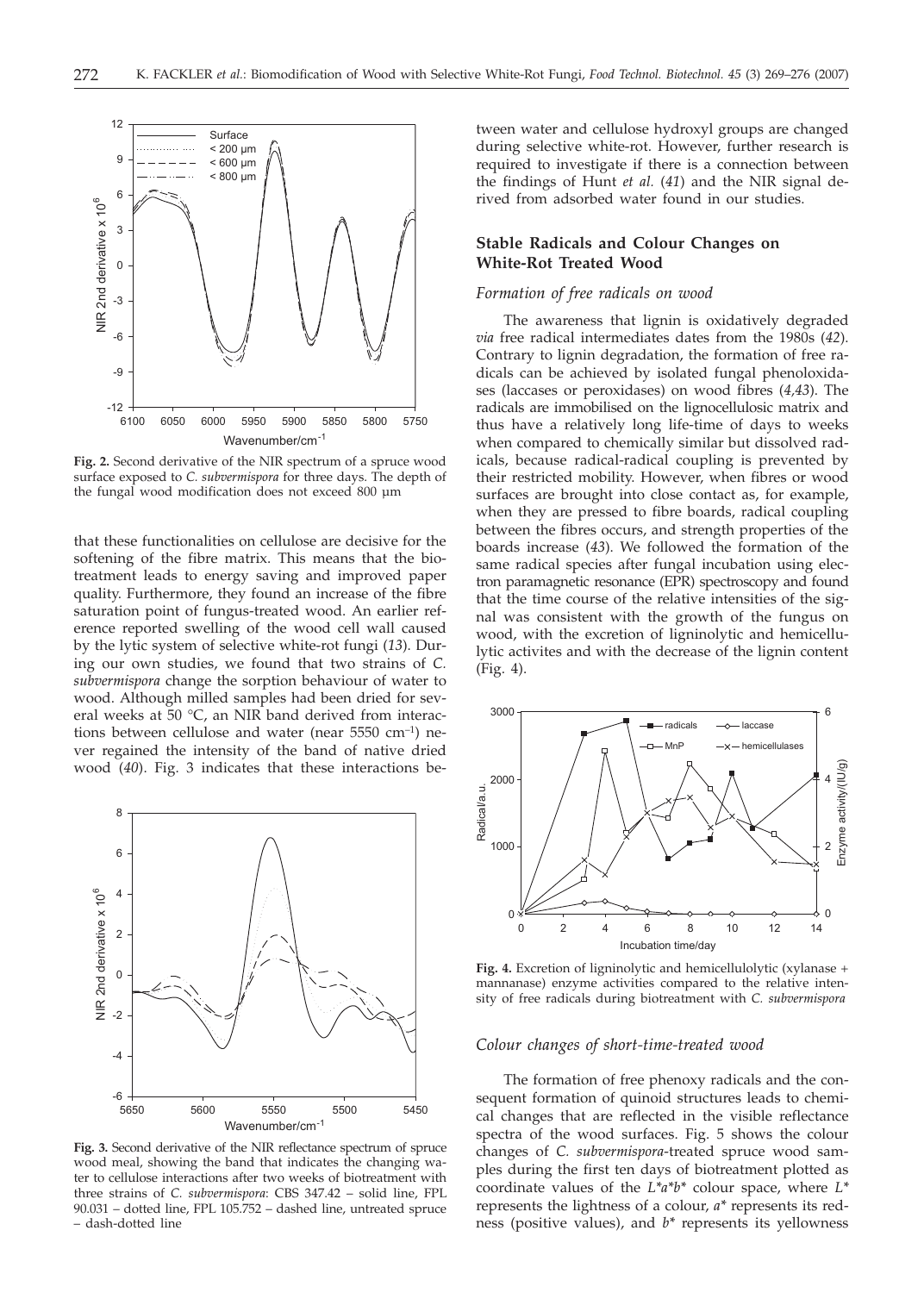**Fig. 2.** Second derivative of the NIR spectrum of a spruce wood surface exposed to *C. subvermispora* for three days. The depth of the fungal wood modification does not exceed 800 µm

that these functionalities on cellulose are decisive for the softening of the fibre matrix. This means that the biotreatment leads to energy saving and improved paper quality. Furthermore, they found an increase of the fibre saturation point of fungus-treated wood. An earlier reference reported swelling of the wood cell wall caused by the lytic system of selective white-rot fungi (*13*). During our own studies, we found that two strains of *C. subvermispora* change the sorption behaviour of water to wood. Although milled samples had been dried for several weeks at 50 °C, an NIR band derived from interactions between cellulose and water (near 5550 $cm^{-1}$) never regained the intensity of the band of native dried wood (*40*). Fig. 3 indicates that these interactions between water and cellulose hydroxyl groups are changed during selective white-rot. However, further research is required to investigate if there is a connection between the findings of Hunt *et al.* (*41*) and the NIR signal derived from adsorbed water found in our studies.

**Fig. 3.** Second derivative of the NIR reflectance spectrum of spruce wood meal, showing the band that indicates the changing water to cellulose interactions after two weeks of biotreatment with three strains of *C. subvermispora*: CBS 347.42 – solid line, FPL 90.031 – dotted line, FPL 105.752 – dashed line, untreated spruce – dash-dotted line

## Stable Radicals and Colour Changes on White-Rot Treated Wood

### *Formation of free radicals on wood*

The awareness that lignin is oxidatively degraded *via* free radical intermediates dates from the 1980s (*42*). Contrary to lignin degradation, the formation of free radicals can be achieved by isolated fungal phenoloxidases (laccases or peroxidases) on wood fibres (*4,43*). The radicals are immobilised on the lignocellulosic matrix and thus have a relatively long life-time of days to weeks when compared to chemically similar but dissolved radicals, because radical-radical coupling is prevented by their restricted mobility. However, when fibres or wood surfaces are brought into close contact as, for example, when they are pressed to fibre boards, radical coupling between the fibres occurs, and strength properties of the boards increase (*43*). We followed the formation of the same radical species after fungal incubation using electron paramagnetic resonance (EPR) spectroscopy and found that the time course of the relative intensities of the signal was consistent with the growth of the fungus on wood, with the excretion of ligninolytic and hemicellulytic activites and with the decrease of the lignin content (Fig. 4).

**Fig. 4.** Excretion of ligninolytic and hemicellulolytic (xylanase + mannanase) enzyme activities compared to the relative intensity of free radicals during biotreatment with *C. subvermispora*

### *Colour changes of short-time-treated wood*

The formation of free phenoxy radicals and the consequent formation of quinoid structures leads to chemical changes that are reflected in the visible reflectance spectra of the wood surfaces. Fig. 5 shows the colour changes of *C. subvermispora*-treated spruce wood samples during the first ten days of biotreatment plotted as coordinate values of the $L^*a^*b^*$ colour space, where $L^*$ represents the lightness of a colour, $a^*$ represents its redness (positive values), and $b^*$ represents its yellowness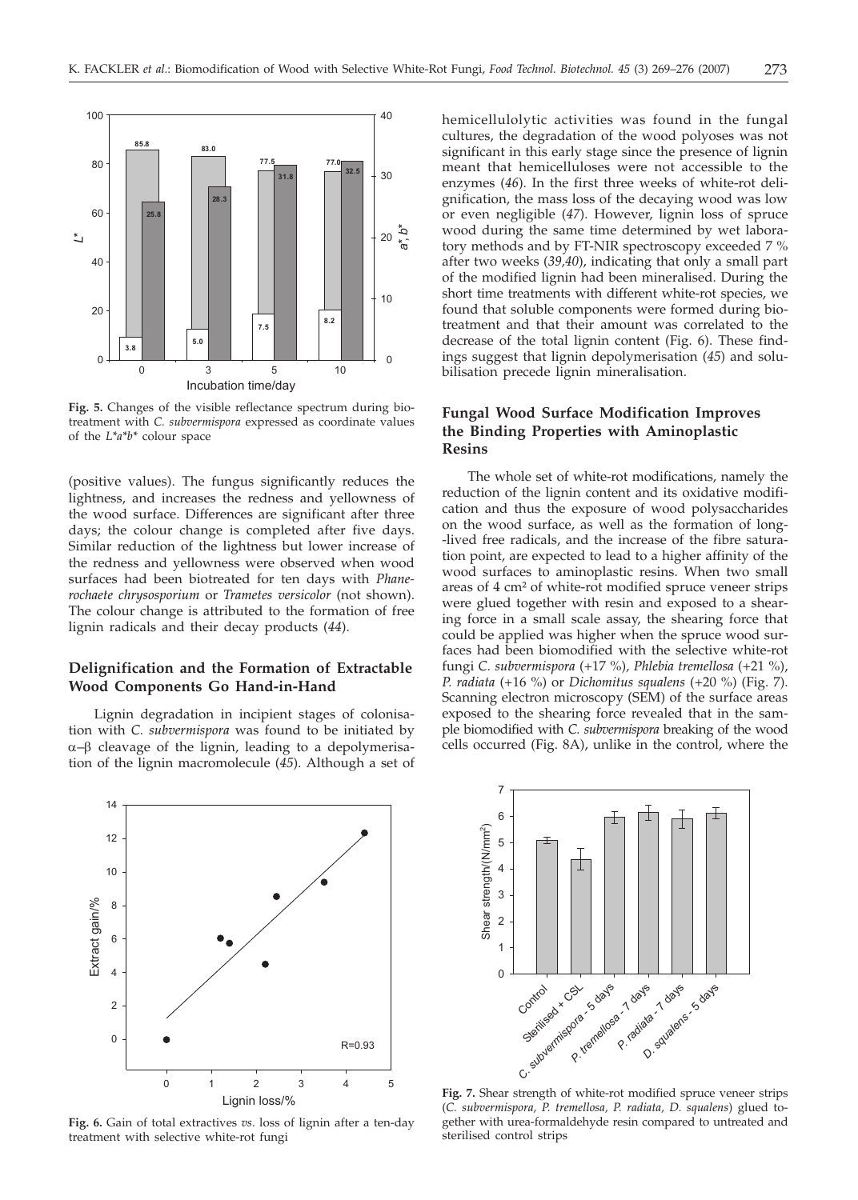Fig. 5. Changes of the visible reflectance spectrum during biotreatment with *C. subvermispora* expressed as coordinate values of the $L^*a^*b^*$ colour space

(positive values). The fungus significantly reduces the lightness, and increases the redness and yellowness of the wood surface. Differences are significant after three days; the colour change is completed after five days. Similar reduction of the lightness but lower increase of the redness and yellowness were observed when wood surfaces had been biotreated for ten days with *Phanerochaete chrysosporium* or *Trametes versicolor* (not shown). The colour change is attributed to the formation of free lignin radicals and their decay products (*44*).

## Delignification and the Formation of Extractable Wood Components Go Hand-in-Hand

Lignin degradation in incipient stages of colonisation with *C. subvermispora* was found to be initiated by α–β cleavage of the lignin, leading to a depolymerisation of the lignin macromolecule (*45*). Although a set of hemicellulolytic activities was found in the fungal cultures, the degradation of the wood polyoses was not significant in this early stage since the presence of lignin meant that hemicelluloses were not accessible to the enzymes (*46*). In the first three weeks of white-rot delignification, the mass loss of the decaying wood was low or even negligible (*47*). However, lignin loss of spruce wood during the same time determined by wet laboratory methods and by FT-NIR spectroscopy exceeded 7 % after two weeks (*39,40*), indicating that only a small part of the modified lignin had been mineralised. During the short time treatments with different white-rot species, we found that soluble components were formed during biotreatment and that their amount was correlated to the decrease of the total lignin content (Fig. 6). These findings suggest that lignin depolymerisation (*45*) and solubilisation precede lignin mineralisation.

## Fungal Wood Surface Modification Improves the Binding Properties with Aminoplastic Resins

The whole set of white-rot modifications, namely the reduction of the lignin content and its oxidative modification and thus the exposure of wood polysaccharides on the wood surface, as well as the formation of long-lived free radicals, and the increase of the fibre saturation point, are expected to lead to a higher affinity of the wood surfaces to aminoplastic resins. When two small areas of 4 cm² of white-rot modified spruce veneer strips were glued together with resin and exposed to a shearing force in a small scale assay, the shearing force that could be applied was higher when the spruce wood surfaces had been biomodified with the selective white-rot fungi *C. subvermispora* (+17 %), *Phlebia tremellosa* (+21 %), *P. radiata* (+16 %) or *Dichomitus squalens* (+20 %) (Fig. 7). Scanning electron microscopy (SEM) of the surface areas exposed to the shearing force revealed that in the sample biomodified with *C. subvermispora* breaking of the wood cells occurred (Fig. 8A), unlike in the control, where the

Fig. 6. Gain of total extractives *vs.* loss of lignin after a ten-day treatment with selective white-rot fungi

Fig. 7. Shear strength of white-rot modified spruce veneer strips (*C. subvermispora, P. tremellosa, P. radiata, D. squalens*) glued together with urea-formaldehyde resin compared to untreated and sterilised control strips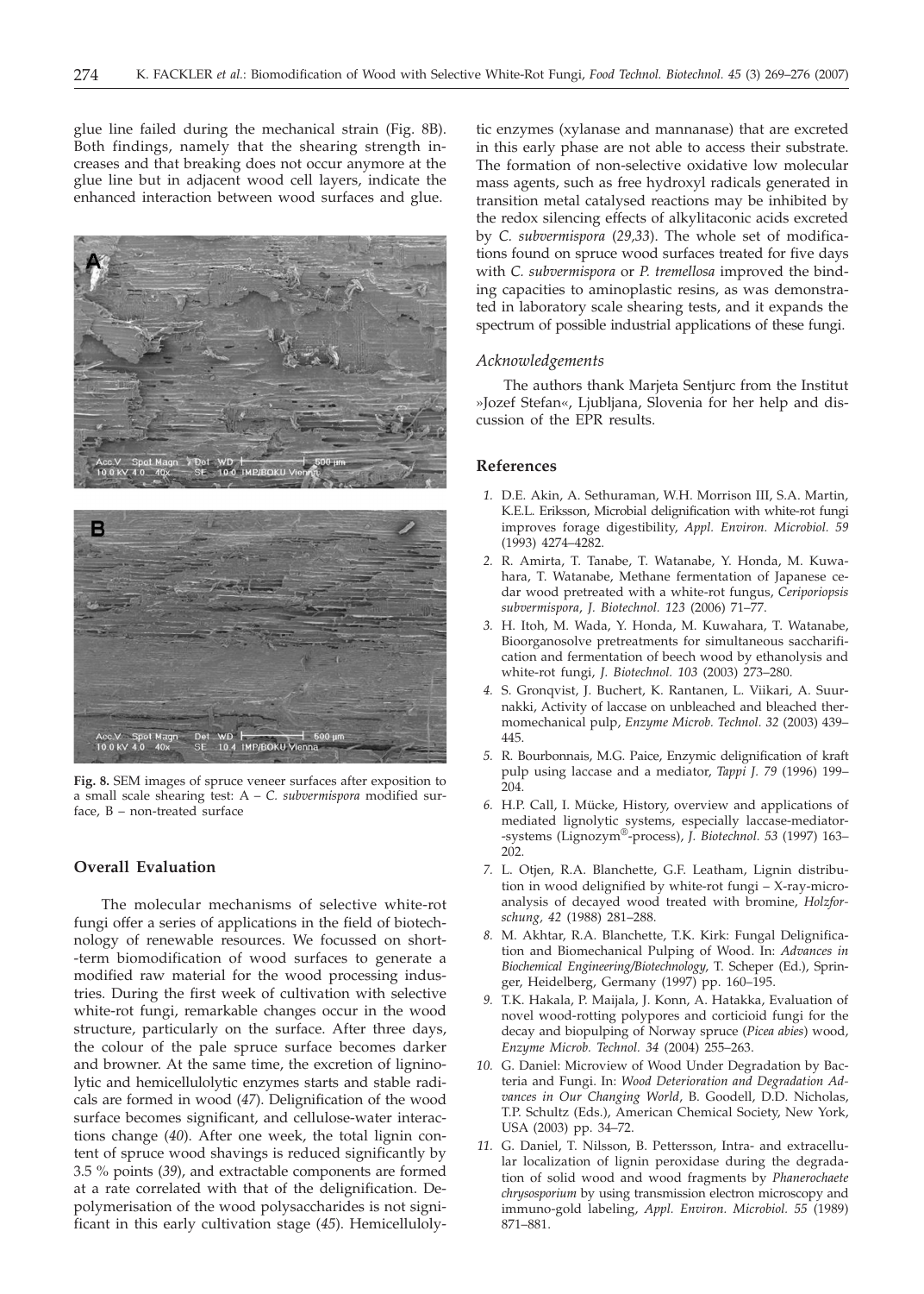glue line failed during the mechanical strain (Fig. 8B). Both findings, namely that the shearing strength increases and that breaking does not occur anymore at the glue line but in adjacent wood cell layers, indicate the enhanced interaction between wood surfaces and glue.

**Fig. 8.** SEM images of spruce veneer surfaces after exposition to a small scale shearing test: A – *C. subvermispora* modified surface, B – non-treated surface

## Overall Evaluation

The molecular mechanisms of selective white-rot fungi offer a series of applications in the field of biotechnology of renewable resources. We focussed on short-term biomodification of wood surfaces to generate a modified raw material for the wood processing industries. During the first week of cultivation with selective white-rot fungi, remarkable changes occur in the wood structure, particularly on the surface. After three days, the colour of the pale spruce surface becomes darker and browner. At the same time, the excretion of ligninolytic and hemicellulolytic enzymes starts and stable radicals are formed in wood (*47*). Delignification of the wood surface becomes significant, and cellulose-water interactions change (*40*). After one week, the total lignin content of spruce wood shavings is reduced significantly by 3.5 % points (*39*), and extractable components are formed at a rate correlated with that of the delignification. Depolymerisation of the wood polysaccharides is not significant in this early cultivation stage (*45*). Hemicellulolytic enzymes (xylanase and mannanase) that are excreted in this early phase are not able to access their substrate. The formation of non-selective oxidative low molecular mass agents, such as free hydroxyl radicals generated in transition metal catalysed reactions may be inhibited by the redox silencing effects of alkylitaconic acids excreted by *C. subvermispora* (*29,33*). The whole set of modifications found on spruce wood surfaces treated for five days with *C. subvermispora* or *P. tremellosa* improved the binding capacities to aminoplastic resins, as was demonstrated in laboratory scale shearing tests, and it expands the spectrum of possible industrial applications of these fungi.

### Acknowledgements

The authors thank Marjeta Sentjurc from the Institut »Jozef Stefan«, Ljubljana, Slovenia for her help and discussion of the EPR results.

## References

1. D.E. Akin, A. Sethuraman, W.H. Morrison III, S.A. Martin, K.E.L. Eriksson, Microbial delignification with white-rot fungi improves forage digestibility, *Appl. Environ. Microbiol. 59* (1993) 4274–4282.
2. R. Amirta, T. Tanabe, T. Watanabe, Y. Honda, M. Kuwahara, T. Watanabe, Methane fermentation of Japanese cedar wood pretreated with a white-rot fungus, *Ceriporiopsis subvermispora*, *J. Biotechnol. 123* (2006) 71–77.
3. H. Itoh, M. Wada, Y. Honda, M. Kuwahara, T. Watanabe, Bioorganosolve pretreatments for simultaneous saccharification and fermentation of beech wood by ethanolysis and white-rot fungi, *J. Biotechnol. 103* (2003) 273–280.
4. S. Gronqvist, J. Buchert, K. Rantanen, L. Viikari, A. Suurnakki, Activity of laccase on unbleached and bleached thermomechanical pulp, *Enzyme Microb. Technol. 32* (2003) 439–445.
5. R. Bourbonnais, M.G. Paice, Enzymic delignification of kraft pulp using laccase and a mediator, *Tappi J. 79* (1996) 199–204.
6. H.P. Call, I. Mücke, History, overview and applications of mediated lignolytic systems, especially laccase-mediator-systems (Lignozym®-process), *J. Biotechnol. 53* (1997) 163–202.
7. L. Otjen, R.A. Blanchette, G.F. Leatham, Lignin distribution in wood delignified by white-rot fungi – X-ray-microanalysis of decayed wood treated with bromine, *Holzforschung, 42* (1988) 281–288.
8. M. Akhtar, R.A. Blanchette, T.K. Kirk: Fungal Delignification and Biomechanical Pulping of Wood. In: *Advances in Biochemical Engineering/Biotechnology*, T. Scheper (Ed.), Springer, Heidelberg, Germany (1997) pp. 160–195.
9. T.K. Hakala, P. Maijala, J. Konn, A. Hatakka, Evaluation of novel wood-rotting polypores and corticioid fungi for the decay and biopulping of Norway spruce (*Picea abies*) wood, *Enzyme Microb. Technol. 34* (2004) 255–263.
10. G. Daniel: Microview of Wood Under Degradation by Bacteria and Fungi. In: *Wood Deterioration and Degradation Advances in Our Changing World*, B. Goodell, D.D. Nicholas, T.P. Schultz (Eds.), American Chemical Society, New York, USA (2003) pp. 34–72.
11. G. Daniel, T. Nilsson, B. Pettersson, Intra- and extracellular localization of lignin peroxidase during the degradation of solid wood and wood fragments by *Phanerochaete chrysosporium* by using transmission electron microscopy and immuno-gold labeling, *Appl. Environ. Microbiol. 55* (1989) 871–881.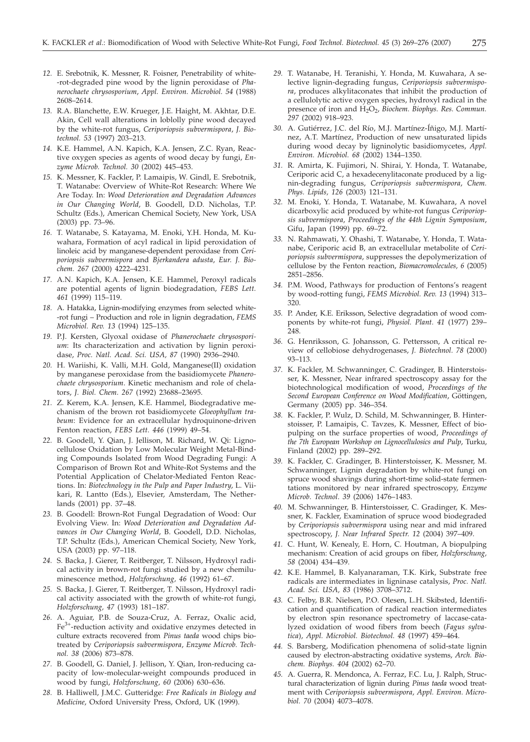12. E. Srebotnik, K. Messner, R. Foisner, Penetrability of white-rot-degraded pine wood by the lignin peroxidase of *Phanerochaete chrysosporium*, *Appl. Environ. Microbiol. 54* (1988) 2608–2614.

13. R.A. Blanchette, E.W. Krueger, J.E. Haight, M. Akhtar, D.E. Akin, Cell wall alterations in loblolly pine wood decayed by the white-rot fungus, *Ceriporiopsis subvermispora*, *J. Biotechnol. 53* (1997) 203–213.

14. K.E. Hammel, A.N. Kapich, K.A. Jensen, Z.C. Ryan, Reactive oxygen species as agents of wood decay by fungi, *Enzyme Microb. Technol. 30* (2002) 445–453.

15. K. Messner, K. Fackler, P. Lamaipis, W. Gindl, E. Srebotnik, T. Watanabe: Overview of White-Rot Research: Where We Are Today. In: *Wood Deterioration and Degradation Advances in Our Changing World*, B. Goodell, D.D. Nicholas, T.P. Schultz (Eds.), American Chemical Society, New York, USA (2003) pp. 73–96.

16. T. Watanabe, S. Katayama, M. Enoki, Y.H. Honda, M. Kuwahara, Formation of acyl radical in lipid peroxidation of linoleic acid by manganese-dependent peroxidase from *Ceriporiopsis subvermispora* and *Bjerkandera adusta*, *Eur. J. Biochem. 267* (2000) 4222–4231.

17. A.N. Kapich, K.A. Jensen, K.E. Hammel, Peroxyl radicals are potential agents of lignin biodegradation, *FEBS Lett. 461* (1999) 115–119.

18. A. Hatakka, Lignin-modifying enzymes from selected white-rot fungi – Production and role in lignin degradation, *FEMS Microbiol. Rev. 13* (1994) 125–135.

19. P.J. Kersten, Glyoxal oxidase of *Phanerochaete chrysosporium*: Its characterization and activation by lignin peroxidase, *Proc. Natl. Acad. Sci. USA, 87* (1990) 2936–2940.

20. H. Wariishi, K. Valli, M.H. Gold, Manganese(II) oxidation by manganese peroxidase from the basidiomycete *Phanerochaete chrysosporium*. Kinetic mechanism and role of chelators, *J. Biol. Chem. 267* (1992) 23688–23695.

21. Z. Kerem, K.A. Jensen, K.E. Hammel, Biodegradative mechanism of the brown rot basidiomycete *Gloeophyllum trabeum*: Evidence for an extracellular hydroquinone-driven Fenton reaction, *FEBS Lett. 446* (1999) 49–54.

22. B. Goodell, Y. Qian, J. Jellison, M. Richard, W. Qi: Lignocellulose Oxidation by Low Molecular Weight Metal-Binding Compounds Isolated from Wood Degrading Fungi: A Comparison of Brown Rot and White-Rot Systems and the Potential Application of Chelator-Mediated Fenton Reactions. In: *Biotechnology in the Pulp and Paper Industry*, L. Viikari, R. Lantto (Eds.), Elsevier, Amsterdam, The Netherlands (2001) pp. 37–48.

23. B. Goodell: Brown-Rot Fungal Degradation of Wood: Our Evolving View. In: *Wood Deterioration and Degradation Advances in Our Changing World*, B. Goodell, D.D. Nicholas, T.P. Schultz (Eds.), American Chemical Society, New York, USA (2003) pp. 97–118.

24. S. Backa, J. Gierer, T. Reitberger, T. Nilsson, Hydroxyl radical activity in brown-rot fungi studied by a new chemiluminescence method, *Holzforschung, 46* (1992) 61–67.

25. S. Backa, J. Gierer, T. Reitberger, T. Nilsson, Hydroxyl radical activity associated with the growth of white-rot fungi, *Holzforschung, 47* (1993) 181–187.

26. A. Aguiar, P.B. de Souza-Cruz, A. Ferraz, Oxalic acid, $Fe^{3+}$-reduction activity and oxidative enzymes detected in culture extracts recovered from *Pinus taeda* wood chips biotreated by *Ceriporiopsis subvermispora*, *Enzyme Microb. Technol. 38* (2006) 873–878.

27. B. Goodell, G. Daniel, J. Jellison, Y. Qian, Iron-reducing capacity of low-molecular-weight compounds produced in wood by fungi, *Holzforschung, 60* (2006) 630–636.

28. B. Halliwell, J.M.C. Gutteridge: *Free Radicals in Biology and Medicine*, Oxford University Press, Oxford, UK (1999).

29. T. Watanabe, H. Teranishi, Y. Honda, M. Kuwahara, A selective lignin-degrading fungus, *Ceriporiopsis subvermispora*, produces alkylitaconates that inhibit the production of a cellulolytic active oxygen species, hydroxyl radical in the presence of iron and $H_2O_2$, *Biochem. Biophys. Res. Commun. 297* (2002) 918–923.

30. A. Gutiérrez, J.C. del Río, M.J. Martínez-Íñigo, M.J. Martínez, A.T. Martínez, Production of new unsaturated lipids during wood decay by ligninolytic basidiomycetes, *Appl. Environ. Microbiol. 68* (2002) 1344–1350.

31. R. Amirta, K. Fujimori, N. Shirai, Y. Honda, T. Watanabe, Ceriporic acid C, a hexadecenylitaconate produced by a lignin-degrading fungus, *Ceriporiopsis subvermispora*, *Chem. Phys. Lipids, 126* (2003) 121–131.

32. M. Enoki, Y. Honda, T. Watanabe, M. Kuwahara, A novel dicarboxylic acid produced by white-rot fungus *Ceriporiopsis subvermispora*, *Proceedings of the 44th Lignin Symposium*, Gifu, Japan (1999) pp. 69–72.

33. N. Rahmawati, Y. Ohashi, T. Watanabe, Y. Honda, T. Watanabe, Ceriporic acid B, an extracellular metabolite of *Ceriporiopsis subvermispora*, suppresses the depolymerization of cellulose by the Fenton reaction, *Biomacromolecules, 6* (2005) 2851–2856.

34. P.M. Wood, Pathways for production of Fentons's reagent by wood-rotting fungi, *FEMS Microbiol. Rev. 13* (1994) 313–320.

35. P. Ander, K.E. Eriksson, Selective degradation of wood components by white-rot fungi, *Physiol. Plant. 41* (1977) 239–248.

36. G. Henriksson, G. Johansson, G. Pettersson, A critical review of cellobiose dehydrogenases, *J. Biotechnol. 78* (2000) 93–113.

37. K. Fackler, M. Schwanninger, C. Gradinger, B. Hinterstoisser, K. Messner, Near infrared spectroscopy assay for the biotechnological modification of wood, *Proceedings of the Second European Conference on Wood Modification*, Göttingen, Germany (2005) pp. 346–354.

38. K. Fackler, P. Wulz, D. Schild, M. Schwanninger, B. Hinterstoisser, P. Lamaipis, C. Tavzes, K. Messner, Effect of biopulping on the surface properties of wood, *Proceedings of the 7th European Workshop on Lignocellulosics and Pulp*, Turku, Finland (2002) pp. 289–292.

39. K. Fackler, C. Gradinger, B. Hinterstoisser, K. Messner, M. Schwanninger, Lignin degradation by white-rot fungi on spruce wood shavings during short-time solid-state fermentations monitored by near infrared spectroscopy, *Enzyme Microb. Technol. 39* (2006) 1476–1483.

40. M. Schwanninger, B. Hinterstoisser, C. Gradinger, K. Messner, K. Fackler, Examination of spruce wood biodegraded by *Ceriporiopsis subvermispora* using near and mid infrared spectroscopy, *J. Near Infrared Spectr. 12* (2004) 397–409.

41. C. Hunt, W. Kenealy, E. Horn, C. Houtman, A biopulping mechanism: Creation of acid groups on fiber, *Holzforschung, 58* (2004) 434–439.

42. K.E. Hammel, B. Kalyanaraman, T.K. Kirk, Substrate free radicals are intermediates in ligninase catalysis, *Proc. Natl. Acad. Sci. USA, 83* (1986) 3708–3712.

43. C. Felby, B.R. Nielsen, P.O. Olesen, L.H. Skibsted, Identification and quantification of radical reaction intermediates by electron spin resonance spectrometry of laccase-catalyzed oxidation of wood fibers from beech (*Fagus sylvatica*), *Appl. Microbiol. Biotechnol. 48* (1997) 459–464.

44. S. Barsberg, Modification phenomena of solid-state lignin caused by electron-abstracting oxidative systems, *Arch. Biochem. Biophys. 404* (2002) 62–70.

45. A. Guerra, R. Mendonca, A. Ferraz, F.C. Lu, J. Ralph, Structural characterization of lignin during *Pinus taeda* wood treatment with *Ceriporiopsis subvermispora*, *Appl. Environ. Microbiol. 70* (2004) 4073–4078.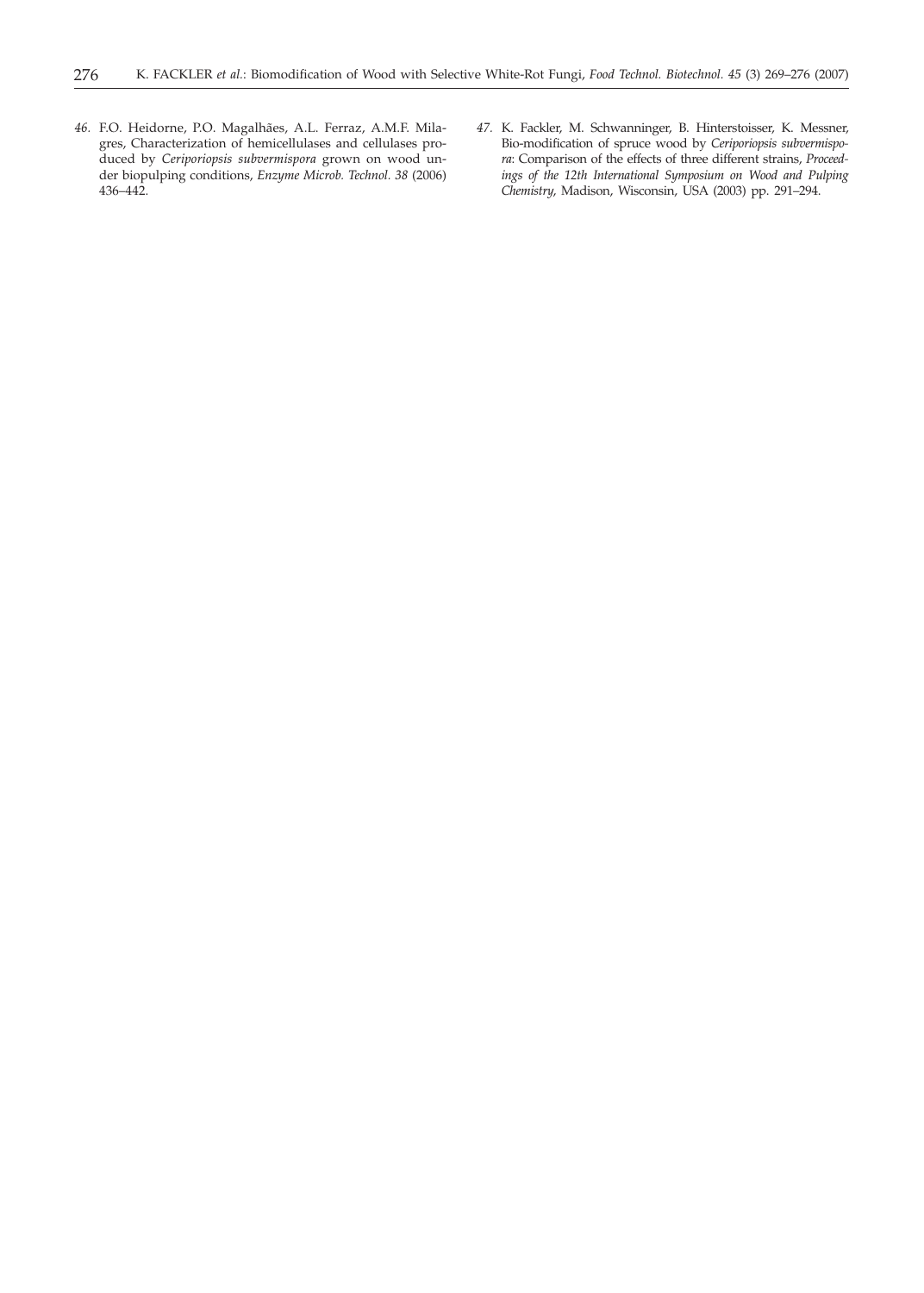46. F.O. Heidorne, P.O. Magalhães, A.L. Ferraz, A.M.F. Milagres, Characterization of hemicellulases and cellulases produced by *Ceriporiopsis subvermispora* grown on wood under biopulping conditions, *Enzyme Microb. Technol. 38* (2006) 436–442.

47. K. Fackler, M. Schwanninger, B. Hinterstoisser, K. Messner, Bio-modification of spruce wood by *Ceriporiopsis subvermispora*: Comparison of the effects of three different strains, *Proceedings of the 12th International Symposium on Wood and Pulping Chemistry*, Madison, Wisconsin, USA (2003) pp. 291–294.